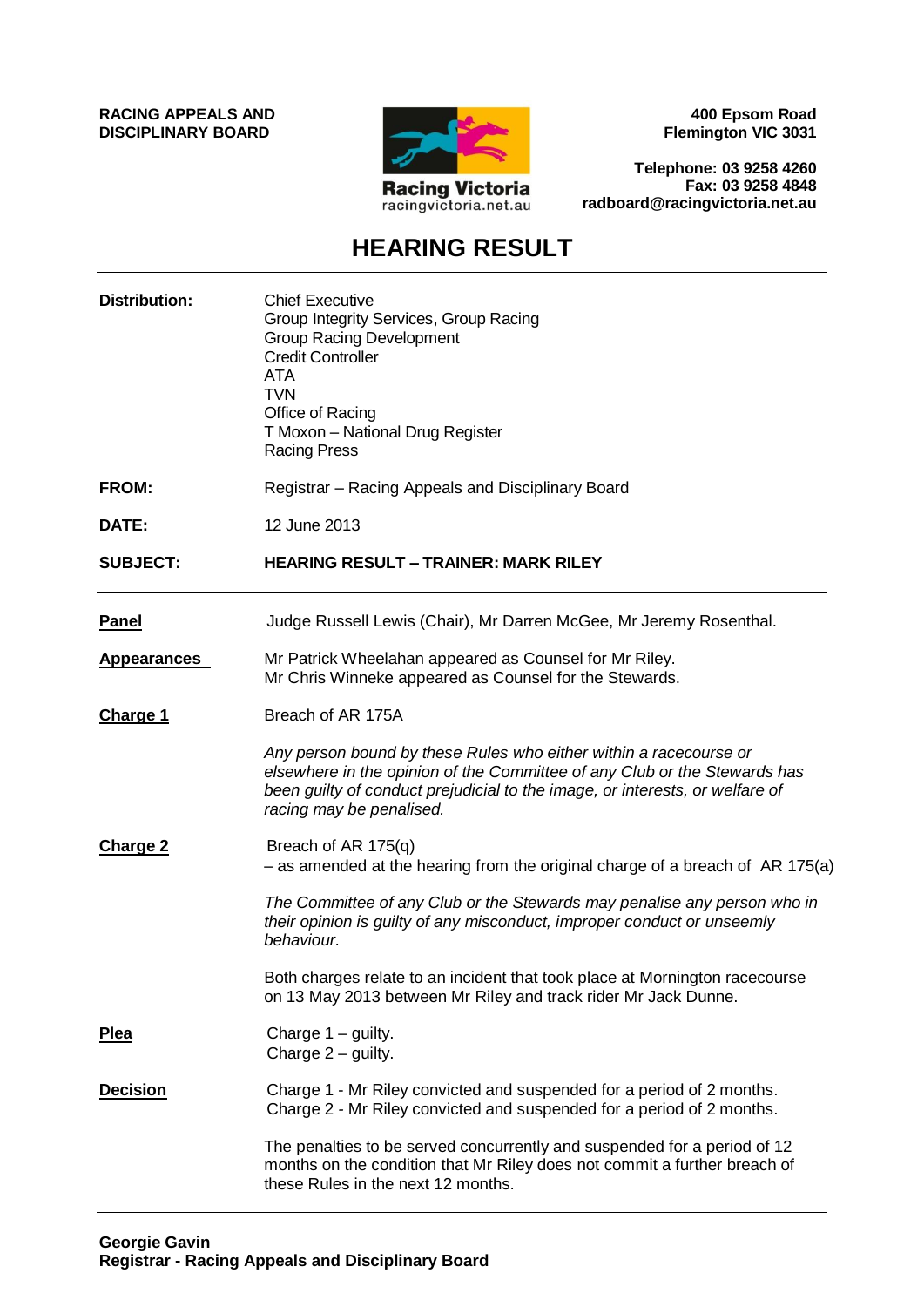**RACING APPEALS AND DISCIPLINARY BOARD**

Racing Victoria
racingvictoria.net.au

**400 Epsom Road**
**Flemington VIC 3031**

**Telephone: 03 9258 4260**
**Fax: 03 9258 4848**
**radboard@racingvictoria.net.au**

# HEARING RESULT

---

**Distribution:** Chief Executive
Group Integrity Services, Group Racing
Group Racing Development
Credit Controller
ATA
TVN
Office of Racing
T Moxon – National Drug Register
Racing Press

**FROM:** Registrar – Racing Appeals and Disciplinary Board

**DATE:** 12 June 2013

**SUBJECT:** **HEARING RESULT – TRAINER: MARK RILEY**

---

**Panel** Judge Russell Lewis (Chair), Mr Darren McGee, Mr Jeremy Rosenthal.

**Appearances** Mr Patrick Wheelahan appeared as Counsel for Mr Riley.
Mr Chris Winneke appeared as Counsel for the Stewards.

**Charge 1** Breach of AR 175A

*Any person bound by these Rules who either within a racecourse or elsewhere in the opinion of the Committee of any Club or the Stewards has been guilty of conduct prejudicial to the image, or interests, or welfare of racing may be penalised.*

**Charge 2** Breach of AR 175(q)
– as amended at the hearing from the original charge of a breach of AR 175(a)

*The Committee of any Club or the Stewards may penalise any person who in their opinion is guilty of any misconduct, improper conduct or unseemly behaviour.*

Both charges relate to an incident that took place at Mornington racecourse on 13 May 2013 between Mr Riley and track rider Mr Jack Dunne.

**Plea** Charge 1 – guilty.
Charge 2 – guilty.

**Decision** Charge 1 - Mr Riley convicted and suspended for a period of 2 months.
Charge 2 - Mr Riley convicted and suspended for a period of 2 months.

The penalties to be served concurrently and suspended for a period of 12 months on the condition that Mr Riley does not commit a further breach of these Rules in the next 12 months.

---

**Georgie Gavin**
**Registrar - Racing Appeals and Disciplinary Board**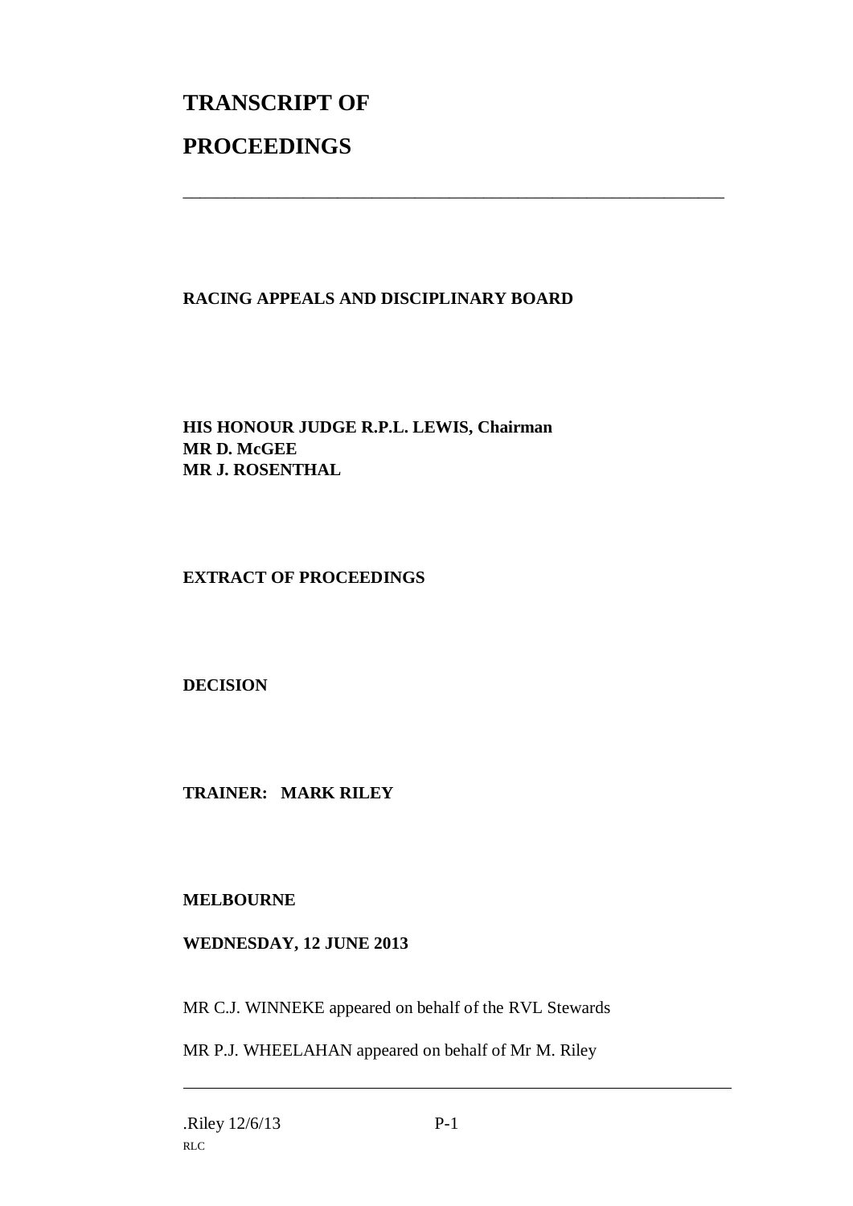# TRANSCRIPT OF

# PROCEEDINGS

---

**RACING APPEALS AND DISCIPLINARY BOARD**

**HIS HONOUR JUDGE R.P.L. LEWIS, Chairman**
**MR D. McGEE**
**MR J. ROSENTHAL**

**EXTRACT OF PROCEEDINGS**

**DECISION**

**TRAINER: MARK RILEY**

**MELBOURNE**

**WEDNESDAY, 12 JUNE 2013**

MR C.J. WINNEKE appeared on behalf of the RVL Stewards

MR P.J. WHEELAHAN appeared on behalf of Mr M. Riley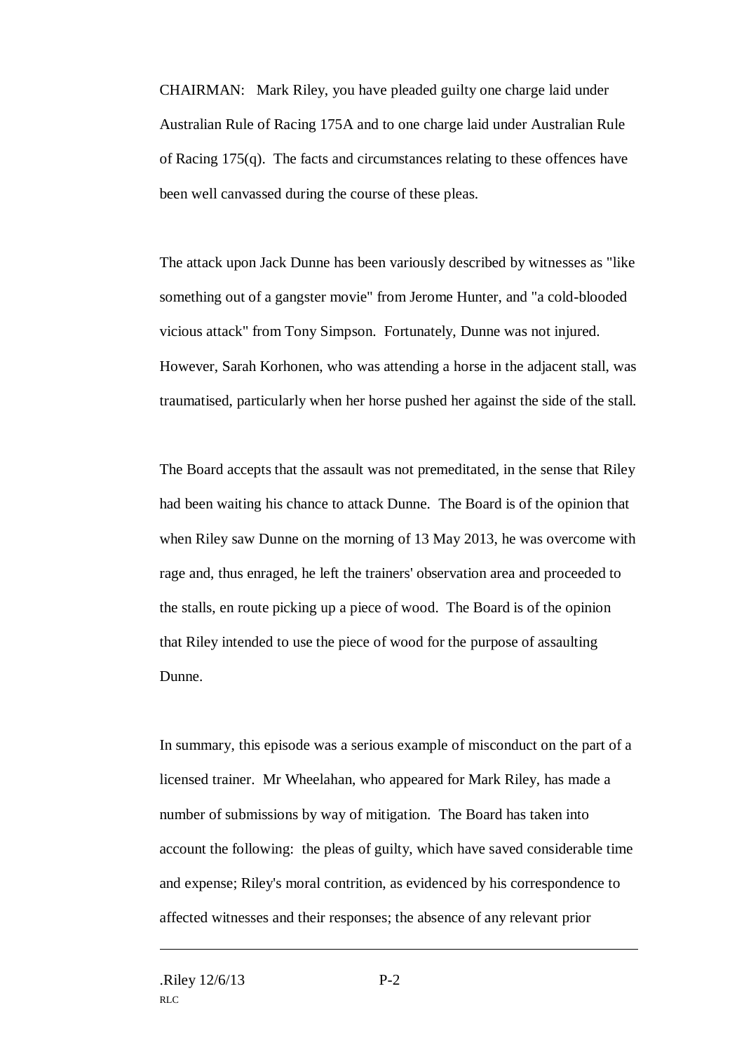CHAIRMAN: Mark Riley, you have pleaded guilty one charge laid under Australian Rule of Racing 175A and to one charge laid under Australian Rule of Racing 175(q). The facts and circumstances relating to these offences have been well canvassed during the course of these pleas.

The attack upon Jack Dunne has been variously described by witnesses as "like something out of a gangster movie" from Jerome Hunter, and "a cold-blooded vicious attack" from Tony Simpson. Fortunately, Dunne was not injured. However, Sarah Korhonen, who was attending a horse in the adjacent stall, was traumatised, particularly when her horse pushed her against the side of the stall.

The Board accepts that the assault was not premeditated, in the sense that Riley had been waiting his chance to attack Dunne. The Board is of the opinion that when Riley saw Dunne on the morning of 13 May 2013, he was overcome with rage and, thus enraged, he left the trainers' observation area and proceeded to the stalls, en route picking up a piece of wood. The Board is of the opinion that Riley intended to use the piece of wood for the purpose of assaulting Dunne.

In summary, this episode was a serious example of misconduct on the part of a licensed trainer. Mr Wheelahan, who appeared for Mark Riley, has made a number of submissions by way of mitigation. The Board has taken into account the following: the pleas of guilty, which have saved considerable time and expense; Riley's moral contrition, as evidenced by his correspondence to affected witnesses and their responses; the absence of any relevant prior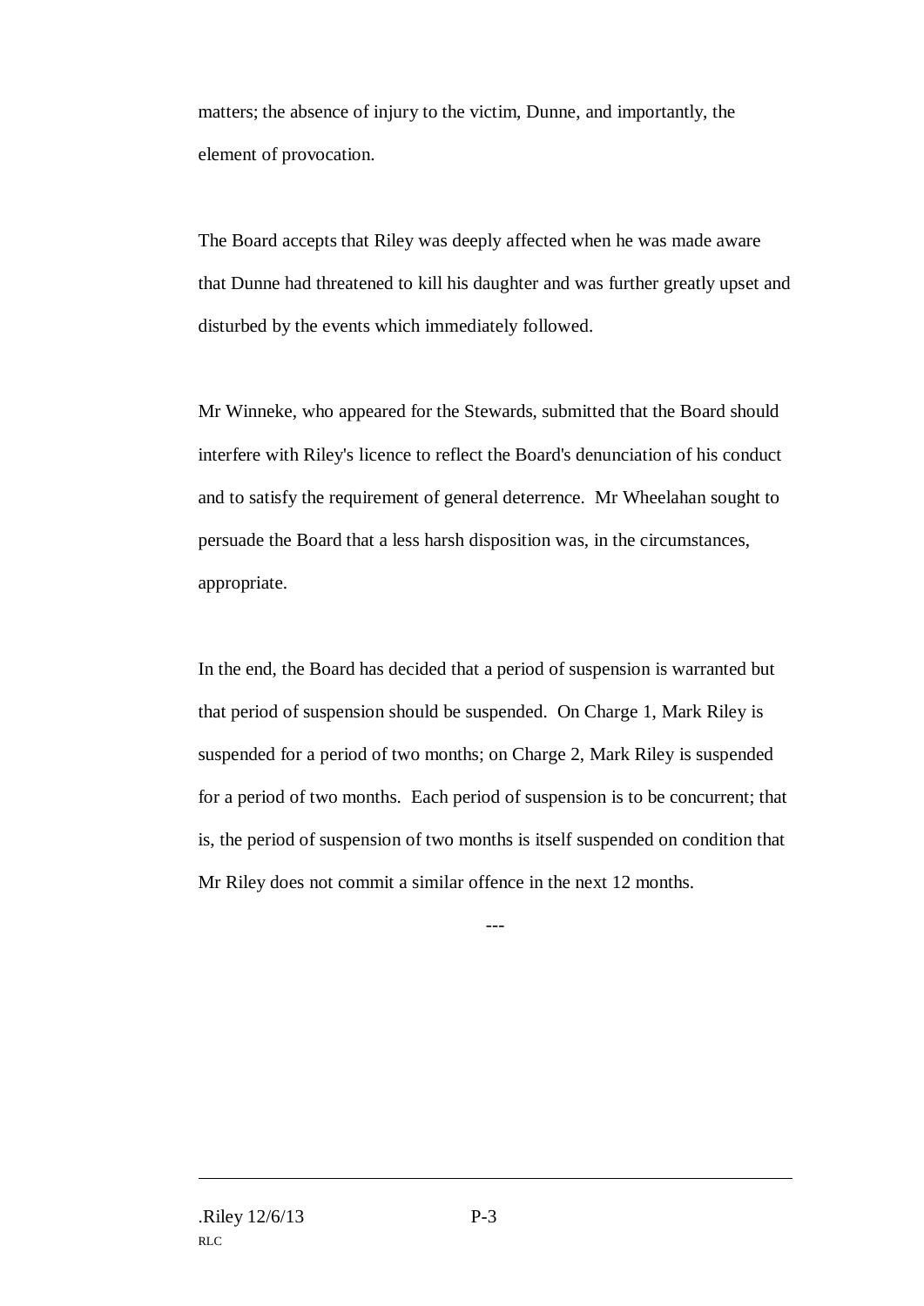matters; the absence of injury to the victim, Dunne, and importantly, the element of provocation.

The Board accepts that Riley was deeply affected when he was made aware that Dunne had threatened to kill his daughter and was further greatly upset and disturbed by the events which immediately followed.

Mr Winneke, who appeared for the Stewards, submitted that the Board should interfere with Riley's licence to reflect the Board's denunciation of his conduct and to satisfy the requirement of general deterrence. Mr Wheelahan sought to persuade the Board that a less harsh disposition was, in the circumstances, appropriate.

In the end, the Board has decided that a period of suspension is warranted but that period of suspension should be suspended. On Charge 1, Mark Riley is suspended for a period of two months; on Charge 2, Mark Riley is suspended for a period of two months. Each period of suspension is to be concurrent; that is, the period of suspension of two months is itself suspended on condition that Mr Riley does not commit a similar offence in the next 12 months.

---